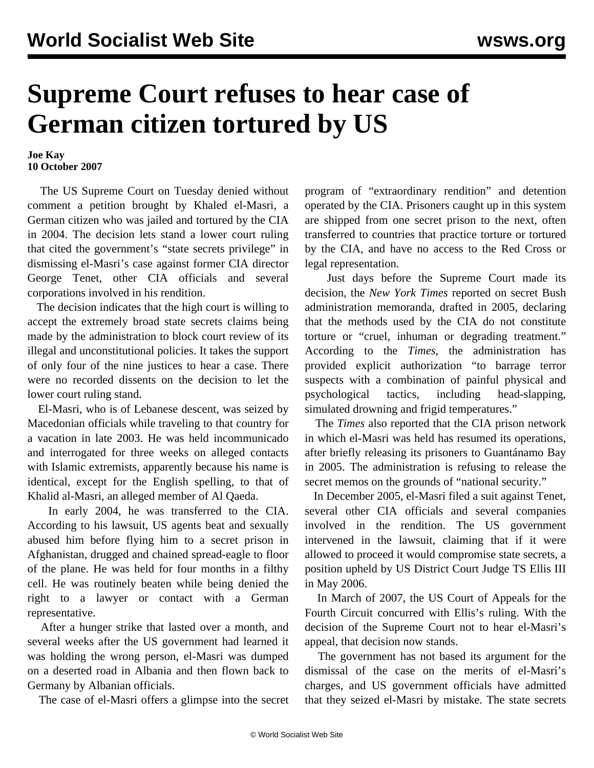# Supreme Court refuses to hear case of German citizen tortured by US

**Joe Kay**
**10 October 2007**

The US Supreme Court on Tuesday denied without comment a petition brought by Khaled el-Masri, a German citizen who was jailed and tortured by the CIA in 2004. The decision lets stand a lower court ruling that cited the government's "state secrets privilege" in dismissing el-Masri's case against former CIA director George Tenet, other CIA officials and several corporations involved in his rendition.

The decision indicates that the high court is willing to accept the extremely broad state secrets claims being made by the administration to block court review of its illegal and unconstitutional policies. It takes the support of only four of the nine justices to hear a case. There were no recorded dissents on the decision to let the lower court ruling stand.

El-Masri, who is of Lebanese descent, was seized by Macedonian officials while traveling to that country for a vacation in late 2003. He was held incommunicado and interrogated for three weeks on alleged contacts with Islamic extremists, apparently because his name is identical, except for the English spelling, to that of Khalid al-Masri, an alleged member of Al Qaeda.

In early 2004, he was transferred to the CIA. According to his lawsuit, US agents beat and sexually abused him before flying him to a secret prison in Afghanistan, drugged and chained spread-eagle to floor of the plane. He was held for four months in a filthy cell. He was routinely beaten while being denied the right to a lawyer or contact with a German representative.

After a hunger strike that lasted over a month, and several weeks after the US government had learned it was holding the wrong person, el-Masri was dumped on a deserted road in Albania and then flown back to Germany by Albanian officials.

The case of el-Masri offers a glimpse into the secret program of "extraordinary rendition" and detention operated by the CIA. Prisoners caught up in this system are shipped from one secret prison to the next, often transferred to countries that practice torture or tortured by the CIA, and have no access to the Red Cross or legal representation.

Just days before the Supreme Court made its decision, the *New York Times* reported on secret Bush administration memoranda, drafted in 2005, declaring that the methods used by the CIA do not constitute torture or "cruel, inhuman or degrading treatment." According to the *Times*, the administration has provided explicit authorization "to barrage terror suspects with a combination of painful physical and psychological tactics, including head-slapping, simulated drowning and frigid temperatures."

The *Times* also reported that the CIA prison network in which el-Masri was held has resumed its operations, after briefly releasing its prisoners to Guantánamo Bay in 2005. The administration is refusing to release the secret memos on the grounds of "national security."

In December 2005, el-Masri filed a suit against Tenet, several other CIA officials and several companies involved in the rendition. The US government intervened in the lawsuit, claiming that if it were allowed to proceed it would compromise state secrets, a position upheld by US District Court Judge TS Ellis III in May 2006.

In March of 2007, the US Court of Appeals for the Fourth Circuit concurred with Ellis's ruling. With the decision of the Supreme Court not to hear el-Masri's appeal, that decision now stands.

The government has not based its argument for the dismissal of the case on the merits of el-Masri's charges, and US government officials have admitted that they seized el-Masri by mistake. The state secrets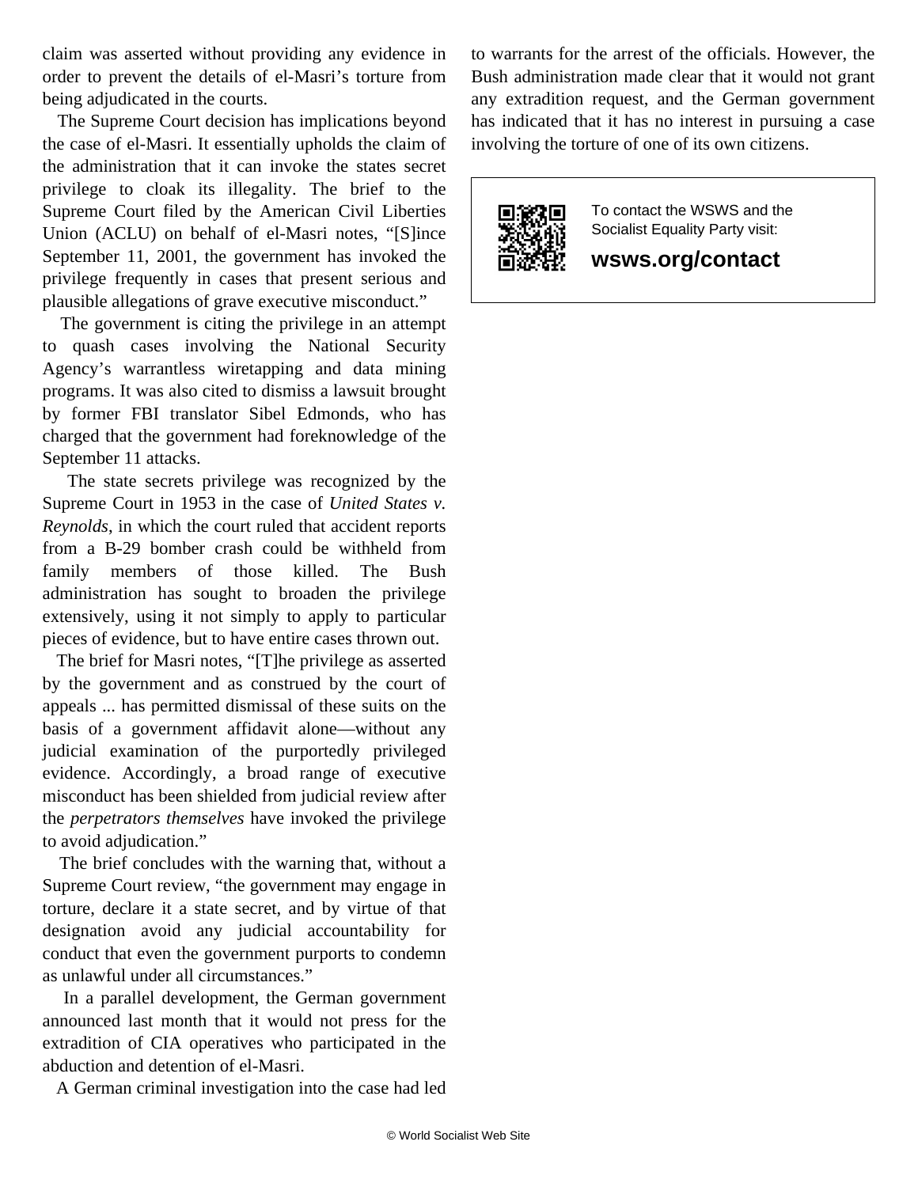claim was asserted without providing any evidence in order to prevent the details of el-Masri's torture from being adjudicated in the courts.

The Supreme Court decision has implications beyond the case of el-Masri. It essentially upholds the claim of the administration that it can invoke the states secret privilege to cloak its illegality. The brief to the Supreme Court filed by the American Civil Liberties Union (ACLU) on behalf of el-Masri notes, "[S]ince September 11, 2001, the government has invoked the privilege frequently in cases that present serious and plausible allegations of grave executive misconduct."

The government is citing the privilege in an attempt to quash cases involving the National Security Agency's warrantless wiretapping and data mining programs. It was also cited to dismiss a lawsuit brought by former FBI translator Sibel Edmonds, who has charged that the government had foreknowledge of the September 11 attacks.

The state secrets privilege was recognized by the Supreme Court in 1953 in the case of *United States v. Reynolds*, in which the court ruled that accident reports from a B-29 bomber crash could be withheld from family members of those killed. The Bush administration has sought to broaden the privilege extensively, using it not simply to apply to particular pieces of evidence, but to have entire cases thrown out.

The brief for Masri notes, "[T]he privilege as asserted by the government and as construed by the court of appeals ... has permitted dismissal of these suits on the basis of a government affidavit alone—without any judicial examination of the purportedly privileged evidence. Accordingly, a broad range of executive misconduct has been shielded from judicial review after the *perpetrators themselves* have invoked the privilege to avoid adjudication."

The brief concludes with the warning that, without a Supreme Court review, "the government may engage in torture, declare it a state secret, and by virtue of that designation avoid any judicial accountability for conduct that even the government purports to condemn as unlawful under all circumstances."

In a parallel development, the German government announced last month that it would not press for the extradition of CIA operatives who participated in the abduction and detention of el-Masri.

A German criminal investigation into the case had led to warrants for the arrest of the officials. However, the Bush administration made clear that it would not grant any extradition request, and the German government has indicated that it has no interest in pursuing a case involving the torture of one of its own citizens.

To contact the WSWS and the Socialist Equality Party visit:

**wsws.org/contact**